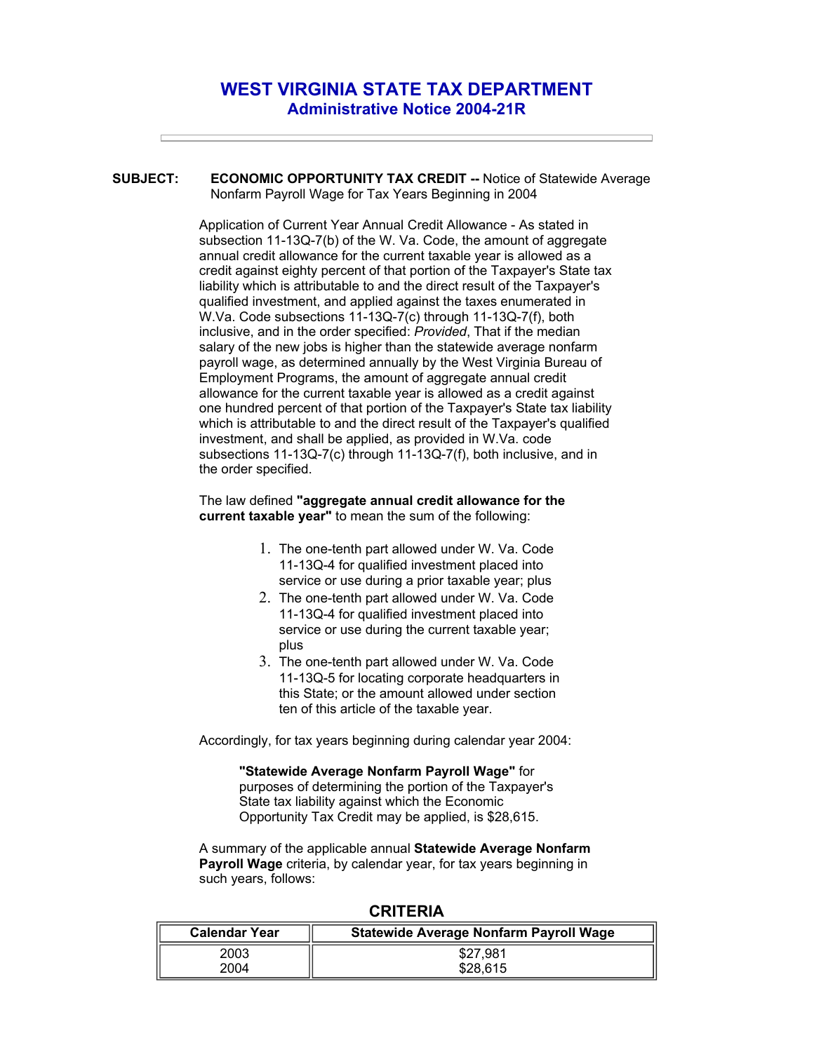# WEST VIRGINIA STATE TAX DEPARTMENT
## Administrative Notice 2004-21R

---

**SUBJECT:** **ECONOMIC OPPORTUNITY TAX CREDIT --** Notice of Statewide Average Nonfarm Payroll Wage for Tax Years Beginning in 2004

Application of Current Year Annual Credit Allowance - As stated in subsection 11-13Q-7(b) of the W. Va. Code, the amount of aggregate annual credit allowance for the current taxable year is allowed as a credit against eighty percent of that portion of the Taxpayer's State tax liability which is attributable to and the direct result of the Taxpayer's qualified investment, and applied against the taxes enumerated in W.Va. Code subsections 11-13Q-7(c) through 11-13Q-7(f), both inclusive, and in the order specified: *Provided*, That if the median salary of the new jobs is higher than the statewide average nonfarm payroll wage, as determined annually by the West Virginia Bureau of Employment Programs, the amount of aggregate annual credit allowance for the current taxable year is allowed as a credit against one hundred percent of that portion of the Taxpayer's State tax liability which is attributable to and the direct result of the Taxpayer's qualified investment, and shall be applied, as provided in W.Va. code subsections 11-13Q-7(c) through 11-13Q-7(f), both inclusive, and in the order specified.

The law defined **"aggregate annual credit allowance for the current taxable year"** to mean the sum of the following:

1. The one-tenth part allowed under W. Va. Code 11-13Q-4 for qualified investment placed into service or use during a prior taxable year; plus
2. The one-tenth part allowed under W. Va. Code 11-13Q-4 for qualified investment placed into service or use during the current taxable year; plus
3. The one-tenth part allowed under W. Va. Code 11-13Q-5 for locating corporate headquarters in this State; or the amount allowed under section ten of this article of the taxable year.

Accordingly, for tax years beginning during calendar year 2004:

> **"Statewide Average Nonfarm Payroll Wage"** for purposes of determining the portion of the Taxpayer's State tax liability against which the Economic Opportunity Tax Credit may be applied, is $28,615.

A summary of the applicable annual **Statewide Average Nonfarm Payroll Wage** criteria, by calendar year, for tax years beginning in such years, follows:

**CRITERIA**

| Calendar Year | Statewide Average Nonfarm Payroll Wage |
|---|---|
| 2003 | $27,981 |
| 2004 | $28,615 |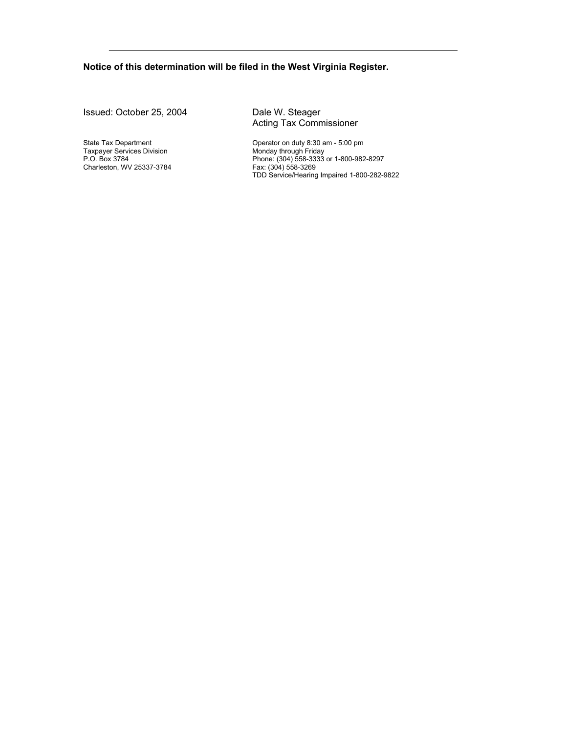---

**Notice of this determination will be filed in the West Virginia Register.**

Issued: October 25, 2004

Dale W. Steager
Acting Tax Commissioner

State Tax Department
Taxpayer Services Division
P.O. Box 3784
Charleston, WV 25337-3784

Operator on duty 8:30 am - 5:00 pm
Monday through Friday
Phone: (304) 558-3333 or 1-800-982-8297
Fax: (304) 558-3269
TDD Service/Hearing Impaired 1-800-282-9822